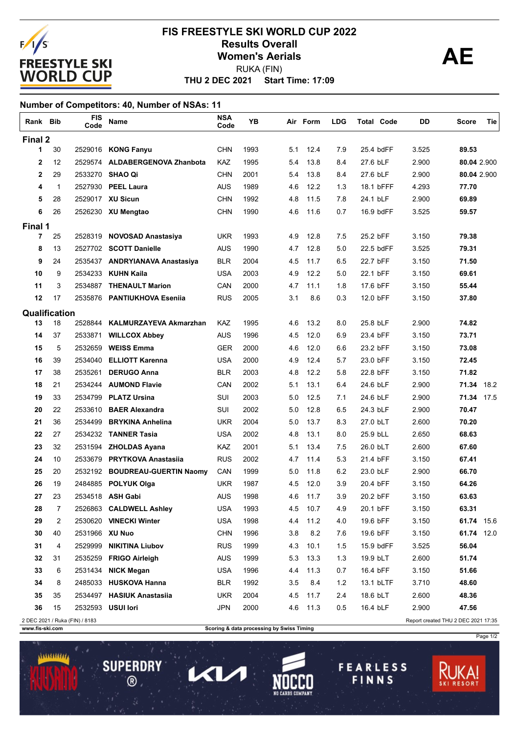# FIS FREESTYLE SKI WORLD CUP 2022

## Results Overall

## Women's Aerials

**AE**

RUKA (FIN)

**THU 2 DEC 2021 Start Time: 17:09**

**Number of Competitors: 40, Number of NSAs: 11**

| Rank | Bib | FIS Code | Name | NSA Code | YB | Air | Form | LDG | Total | Code | DD | Score | Tie |
|---|---|---|---|---|---|---|---|---|---|---|---|---|---|
| **Final 2** | | | | | | | | | | | | | |
| **1** | 30 | 2529016 | **KONG Fanyu** | CHN | 1993 | 5.1 | 12.4 | 7.9 | 25.4 | bdFF | 3.525 | **89.53** | |
| **2** | 12 | 2529574 | **ALDABERGENOVA Zhanbota** | KAZ | 1995 | 5.4 | 13.8 | 8.4 | 27.6 | bLF | 2.900 | **80.04** | 2.900 |
| **2** | 29 | 2533270 | **SHAO Qi** | CHN | 2001 | 5.4 | 13.8 | 8.4 | 27.6 | bLF | 2.900 | **80.04** | 2.900 |
| **4** | 1 | 2527930 | **PEEL Laura** | AUS | 1989 | 4.6 | 12.2 | 1.3 | 18.1 | bFFF | 4.293 | **77.70** | |
| **5** | 28 | 2529017 | **XU Sicun** | CHN | 1992 | 4.8 | 11.5 | 7.8 | 24.1 | bLF | 2.900 | **69.89** | |
| **6** | 26 | 2526230 | **XU Mengtao** | CHN | 1990 | 4.6 | 11.6 | 0.7 | 16.9 | bdFF | 3.525 | **59.57** | |
| **Final 1** | | | | | | | | | | | | | |
| **7** | 25 | 2528319 | **NOVOSAD Anastasiya** | UKR | 1993 | 4.9 | 12.8 | 7.5 | 25.2 | bFF | 3.150 | **79.38** | |
| **8** | 13 | 2527702 | **SCOTT Danielle** | AUS | 1990 | 4.7 | 12.8 | 5.0 | 22.5 | bdFF | 3.525 | **79.31** | |
| **9** | 24 | 2535437 | **ANDRYIANAVA Anastasiya** | BLR | 2004 | 4.5 | 11.7 | 6.5 | 22.7 | bFF | 3.150 | **71.50** | |
| **10** | 9 | 2534233 | **KUHN Kaila** | USA | 2003 | 4.9 | 12.2 | 5.0 | 22.1 | bFF | 3.150 | **69.61** | |
| **11** | 3 | 2534887 | **THENAULT Marion** | CAN | 2000 | 4.7 | 11.1 | 1.8 | 17.6 | bFF | 3.150 | **55.44** | |
| **12** | 17 | 2535876 | **PANTIUKHOVA Eseniia** | RUS | 2005 | 3.1 | 8.6 | 0.3 | 12.0 | bFF | 3.150 | **37.80** | |
| **Qualification** | | | | | | | | | | | | | |
| **13** | 18 | 2528844 | **KALMURZAYEVA Akmarzhan** | KAZ | 1995 | 4.6 | 13.2 | 8.0 | 25.8 | bLF | 2.900 | **74.82** | |
| **14** | 37 | 2533871 | **WILLCOX Abbey** | AUS | 1996 | 4.5 | 12.0 | 6.9 | 23.4 | bFF | 3.150 | **73.71** | |
| **15** | 5 | 2532659 | **WEISS Emma** | GER | 2000 | 4.6 | 12.0 | 6.6 | 23.2 | bFF | 3.150 | **73.08** | |
| **16** | 39 | 2534040 | **ELLIOTT Karenna** | USA | 2000 | 4.9 | 12.4 | 5.7 | 23.0 | bFF | 3.150 | **72.45** | |
| **17** | 38 | 2535261 | **DERUGO Anna** | BLR | 2003 | 4.8 | 12.2 | 5.8 | 22.8 | bFF | 3.150 | **71.82** | |
| **18** | 21 | 2534244 | **AUMOND Flavie** | CAN | 2002 | 5.1 | 13.1 | 6.4 | 24.6 | bLF | 2.900 | **71.34** | 18.2 |
| **19** | 33 | 2534799 | **PLATZ Ursina** | SUI | 2003 | 5.0 | 12.5 | 7.1 | 24.6 | bLF | 2.900 | **71.34** | 17.5 |
| **20** | 22 | 2533610 | **BAER Alexandra** | SUI | 2002 | 5.0 | 12.8 | 6.5 | 24.3 | bLF | 2.900 | **70.47** | |
| **21** | 36 | 2534499 | **BRYKINA Anhelina** | UKR | 2004 | 5.0 | 13.7 | 8.3 | 27.0 | bLT | 2.600 | **70.20** | |
| **22** | 27 | 2534232 | **TANNER Tasia** | USA | 2002 | 4.8 | 13.1 | 8.0 | 25.9 | bLL | 2.650 | **68.63** | |
| **23** | 32 | 2531594 | **ZHOLDAS Ayana** | KAZ | 2001 | 5.1 | 13.4 | 7.5 | 26.0 | bLT | 2.600 | **67.60** | |
| **24** | 10 | 2533679 | **PRYTKOVA Anastasiia** | RUS | 2002 | 4.7 | 11.4 | 5.3 | 21.4 | bFF | 3.150 | **67.41** | |
| **25** | 20 | 2532192 | **BOUDREAU-GUERTIN Naomy** | CAN | 1999 | 5.0 | 11.8 | 6.2 | 23.0 | bLF | 2.900 | **66.70** | |
| **26** | 19 | 2484885 | **POLYUK Olga** | UKR | 1987 | 4.5 | 12.0 | 3.9 | 20.4 | bFF | 3.150 | **64.26** | |
| **27** | 23 | 2534518 | **ASH Gabi** | AUS | 1998 | 4.6 | 11.7 | 3.9 | 20.2 | bFF | 3.150 | **63.63** | |
| **28** | 7 | 2526863 | **CALDWELL Ashley** | USA | 1993 | 4.5 | 10.7 | 4.9 | 20.1 | bFF | 3.150 | **63.31** | |
| **29** | 2 | 2530620 | **VINECKI Winter** | USA | 1998 | 4.4 | 11.2 | 4.0 | 19.6 | bFF | 3.150 | **61.74** | 15.6 |
| **30** | 40 | 2531966 | **XU Nuo** | CHN | 1996 | 3.8 | 8.2 | 7.6 | 19.6 | bFF | 3.150 | **61.74** | 12.0 |
| **31** | 4 | 2529999 | **NIKITINA Liubov** | RUS | 1999 | 4.3 | 10.1 | 1.5 | 15.9 | bdFF | 3.525 | **56.04** | |
| **32** | 31 | 2535259 | **FRIGO Airleigh** | AUS | 1999 | 5.3 | 13.3 | 1.3 | 19.9 | bLT | 2.600 | **51.74** | |
| **33** | 6 | 2531434 | **NICK Megan** | USA | 1996 | 4.4 | 11.3 | 0.7 | 16.4 | bFF | 3.150 | **51.66** | |
| **34** | 8 | 2485033 | **HUSKOVA Hanna** | BLR | 1992 | 3.5 | 8.4 | 1.2 | 13.1 | bLTF | 3.710 | **48.60** | |
| **35** | 35 | 2534497 | **HASIUK Anastasiia** | UKR | 2004 | 4.5 | 11.7 | 2.4 | 18.6 | bLT | 2.600 | **48.36** | |
| **36** | 15 | 2532593 | **USUI Iori** | JPN | 2000 | 4.6 | 11.3 | 0.5 | 16.4 | bLF | 2.900 | **47.56** | |

2 DEC 2021 / Ruka (FIN) / 8183 — Report created THU 2 DEC 2021 17:35

www.fis-ski.com — Scoring & data processing by Swiss Timing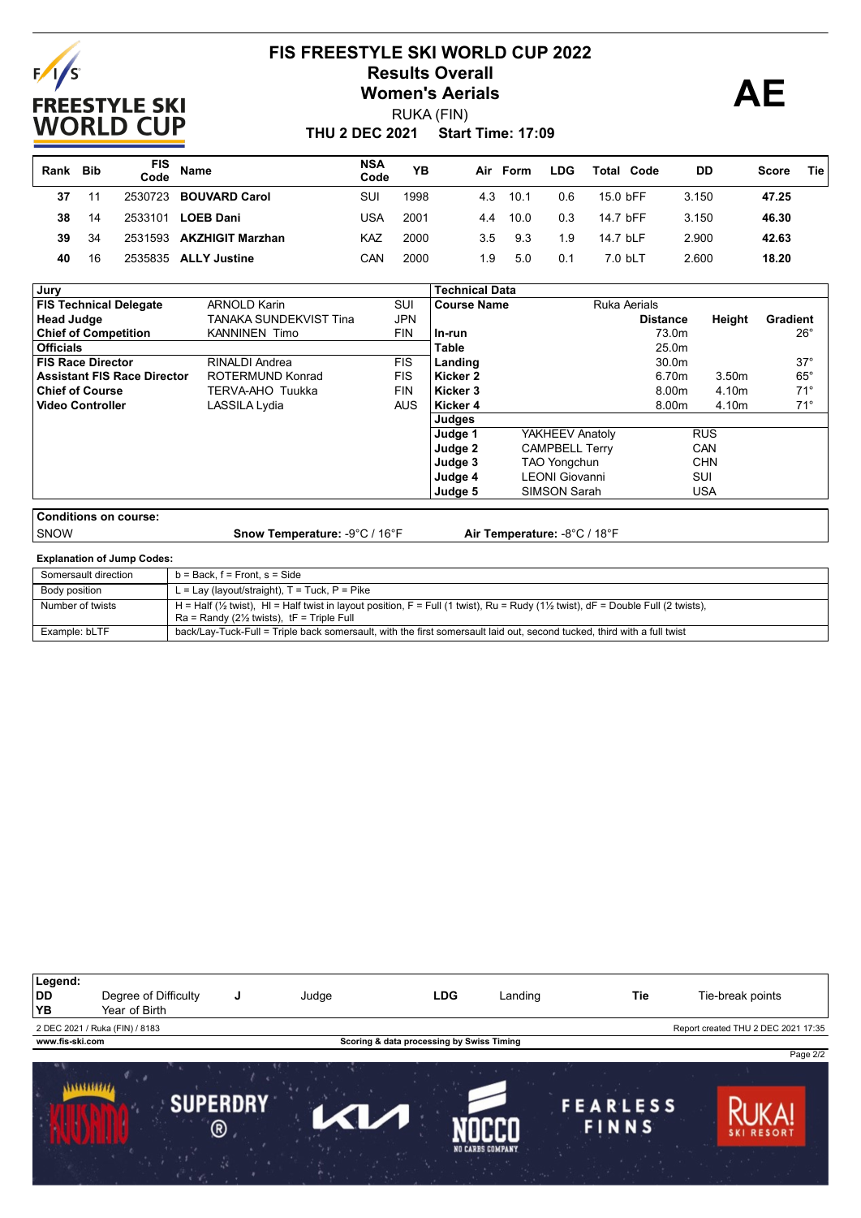# FIS FREESTYLE SKI WORLD CUP 2022
## Results Overall
## Women's Aerials

RUKA (FIN)

**THU 2 DEC 2021 Start Time: 17:09**

**AE**

| Rank | Bib | FIS Code | Name | NSA Code | YB | Air | Form | LDG | Total | Code | DD | Score | Tie |
|---|---|---|---|---|---|---|---|---|---|---|---|---|---|
| 37 | 11 | 2530723 | **BOUVARD Carol** | SUI | 1998 | 4.3 | 10.1 | 0.6 | 15.0 | bFF | 3.150 | **47.25** | |
| 38 | 14 | 2533101 | **LOEB Dani** | USA | 2001 | 4.4 | 10.0 | 0.3 | 14.7 | bFF | 3.150 | **46.30** | |
| 39 | 34 | 2531593 | **AKZHIGIT Marzhan** | KAZ | 2000 | 3.5 | 9.3 | 1.9 | 14.7 | bLF | 2.900 | **42.63** | |
| 40 | 16 | 2535835 | **ALLY Justine** | CAN | 2000 | 1.9 | 5.0 | 0.1 | 7.0 | bLT | 2.600 | **18.20** | |

| Jury | | |
|---|---|---|
| **FIS Technical Delegate** | ARNOLD Karin | SUI |
| **Head Judge** | TANAKA SUNDEKVIST Tina | JPN |
| **Chief of Competition** | KANNINEN Timo | FIN |
| **Officials** | | |
| **FIS Race Director** | RINALDI Andrea | FIS |
| **Assistant FIS Race Director** | ROTERMUND Konrad | FIS |
| **Chief of Course** | TERVA-AHO Tuukka | FIN |
| **Video Controller** | LASSILA Lydia | AUS |

| Technical Data | Distance | Height | Gradient |
|---|---|---|---|
| **Course Name** | Ruka Aerials | | |
| **In-run** | 73.0m | | 26° |
| **Table** | 25.0m | | |
| **Landing** | 30.0m | | 37° |
| **Kicker 2** | 6.70m | 3.50m | 65° |
| **Kicker 3** | 8.00m | 4.10m | 71° |
| **Kicker 4** | 8.00m | 4.10m | 71° |

| Judges | | |
|---|---|---|
| **Judge 1** | YAKHEEV Anatoly | RUS |
| **Judge 2** | CAMPBELL Terry | CAN |
| **Judge 3** | TAO Yongchun | CHN |
| **Judge 4** | LEONI Giovanni | SUI |
| **Judge 5** | SIMSON Sarah | USA |

**Conditions on course:**

SNOW **Snow Temperature:** -9°C / 16°F **Air Temperature:** -8°C / 18°F

**Explanation of Jump Codes:**

| | |
|---|---|
| Somersault direction | b = Back, f = Front, s = Side |
| Body position | L = Lay (layout/straight), T = Tuck, P = Pike |
| Number of twists | H = Half (½ twist), Hl = Half twist in layout position, F = Full (1 twist), Ru = Rudy (1½ twist), dF = Double Full (2 twists), Ra = Randy (2½ twists), tF = Triple Full |
| Example: bLTF | back/Lay-Tuck-Full = Triple back somersault, with the first somersault laid out, second tucked, third with a full twist |

| Legend: | | | | | | | |
|---|---|---|---|---|---|---|---|
| **DD** | Degree of Difficulty | **J** | Judge | **LDG** | Landing | **Tie** | Tie-break points |
| **YB** | Year of Birth | | | | | | |

2 DEC 2021 / Ruka (FIN) / 8183 — Report created THU 2 DEC 2021 17:35

www.fis-ski.com — Scoring & data processing by Swiss Timing